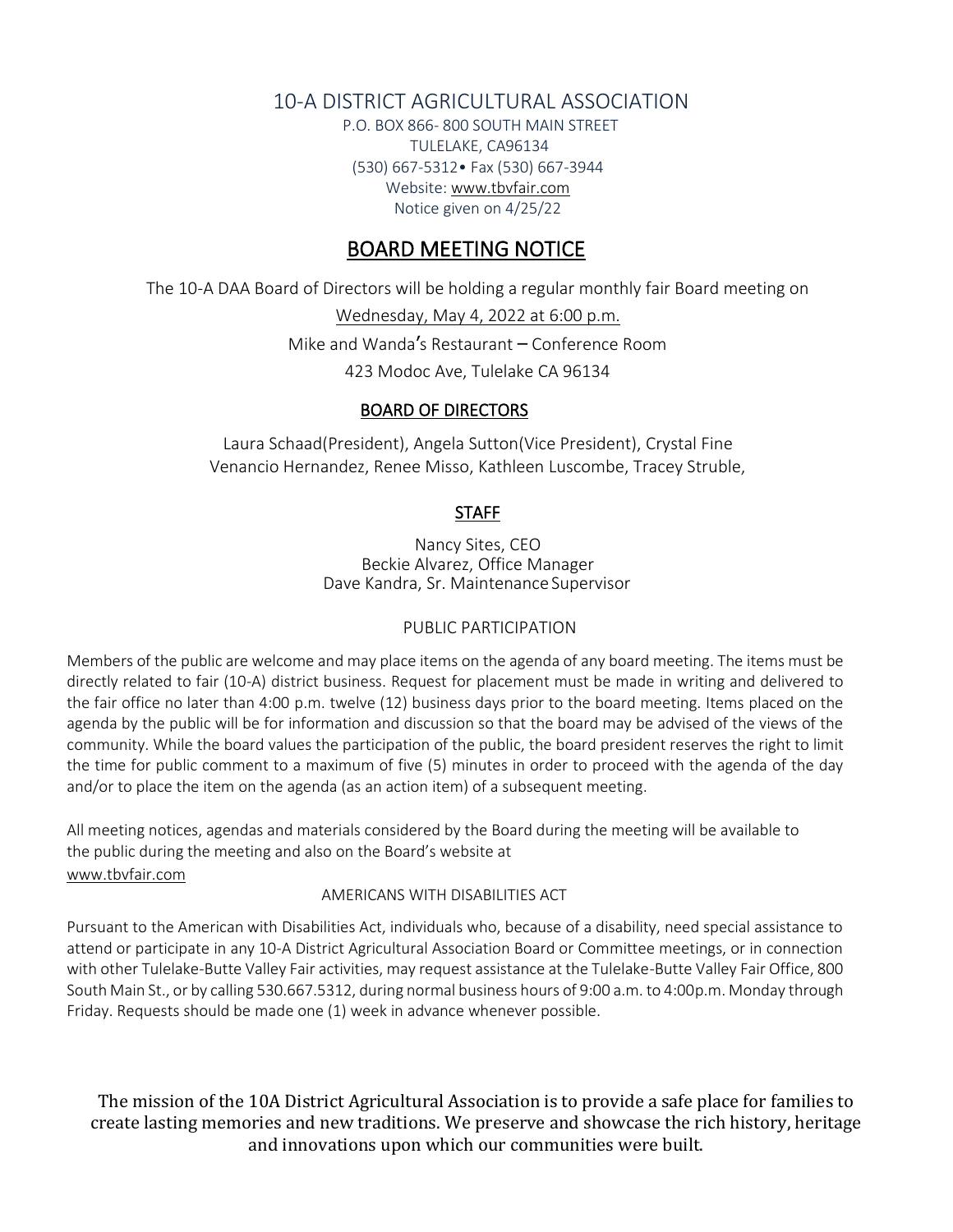# 10-A DISTRICT AGRICULTURAL ASSOCIATION

P.O. BOX 866- 800 SOUTH MAIN STREET
TULELAKE, CA96134
(530) 667-5312• Fax (530) 667-3944
Website: www.tbvfair.com
Notice given on 4/25/22

## BOARD MEETING NOTICE

The 10-A DAA Board of Directors will be holding a regular monthly fair Board meeting on

Wednesday, May 4, 2022 at 6:00 p.m.

Mike and Wanda's Restaurant – Conference Room

423 Modoc Ave, Tulelake CA 96134

### BOARD OF DIRECTORS

Laura Schaad(President), Angela Sutton(Vice President), Crystal Fine
Venancio Hernandez, Renee Misso, Kathleen Luscombe, Tracey Struble,

### STAFF

Nancy Sites, CEO
Beckie Alvarez, Office Manager
Dave Kandra, Sr. Maintenance Supervisor

### PUBLIC PARTICIPATION

Members of the public are welcome and may place items on the agenda of any board meeting. The items must be directly related to fair (10-A) district business. Request for placement must be made in writing and delivered to the fair office no later than 4:00 p.m. twelve (12) business days prior to the board meeting. Items placed on the agenda by the public will be for information and discussion so that the board may be advised of the views of the community. While the board values the participation of the public, the board president reserves the right to limit the time for public comment to a maximum of five (5) minutes in order to proceed with the agenda of the day and/or to place the item on the agenda (as an action item) of a subsequent meeting.

All meeting notices, agendas and materials considered by the Board during the meeting will be available to the public during the meeting and also on the Board's website at www.tbvfair.com

### AMERICANS WITH DISABILITIES ACT

Pursuant to the American with Disabilities Act, individuals who, because of a disability, need special assistance to attend or participate in any 10-A District Agricultural Association Board or Committee meetings, or in connection with other Tulelake-Butte Valley Fair activities, may request assistance at the Tulelake-Butte Valley Fair Office, 800 South Main St., or by calling 530.667.5312, during normal business hours of 9:00 a.m. to 4:00p.m. Monday through Friday. Requests should be made one (1) week in advance whenever possible.

The mission of the 10A District Agricultural Association is to provide a safe place for families to create lasting memories and new traditions. We preserve and showcase the rich history, heritage and innovations upon which our communities were built.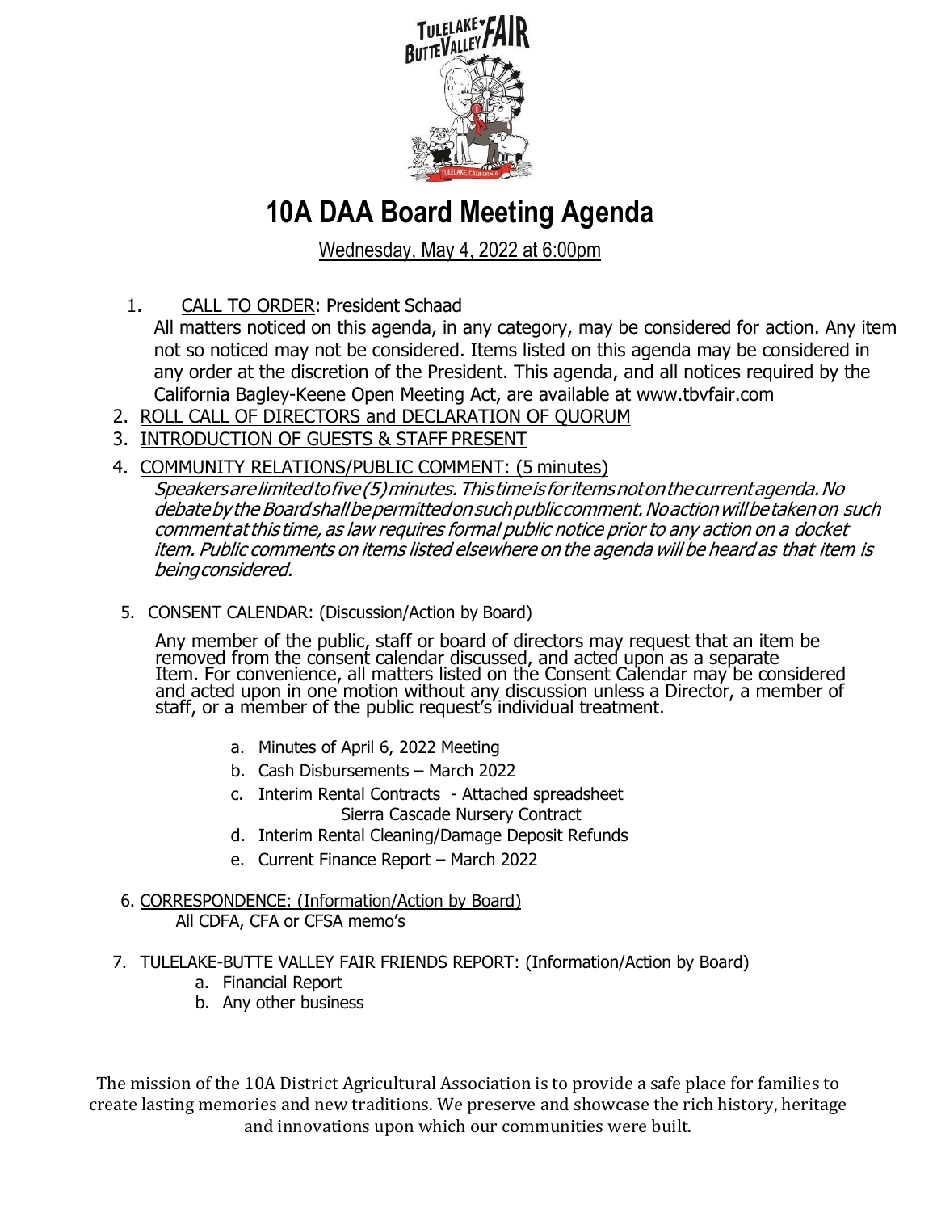# 10A DAA Board Meeting Agenda

Wednesday, May 4, 2022 at 6:00pm

1. CALL TO ORDER: President Schaad
   All matters noticed on this agenda, in any category, may be considered for action. Any item not so noticed may not be considered. Items listed on this agenda may be considered in any order at the discretion of the President. This agenda, and all notices required by the California Bagley-Keene Open Meeting Act, are available at www.tbvfair.com
2. ROLL CALL OF DIRECTORS and DECLARATION OF QUORUM
3. INTRODUCTION OF GUESTS & STAFF PRESENT
4. COMMUNITY RELATIONS/PUBLIC COMMENT: (5 minutes)
   *Speakers are limited to five (5) minutes. This time is for items not on the current agenda. No debate by the Board shall be permitted on such public comment. No action will be taken on such comment at this time, as law requires formal public notice prior to any action on a docket item. Public comments on items listed elsewhere on the agenda will be heard as that item is being considered.*
5. CONSENT CALENDAR: (Discussion/Action by Board)

   Any member of the public, staff or board of directors may request that an item be removed from the consent calendar discussed, and acted upon as a separate Item. For convenience, all matters listed on the Consent Calendar may be considered and acted upon in one motion without any discussion unless a Director, a member of staff, or a member of the public request's individual treatment.

   a. Minutes of April 6, 2022 Meeting
   b. Cash Disbursements – March 2022
   c. Interim Rental Contracts - Attached spreadsheet
      Sierra Cascade Nursery Contract
   d. Interim Rental Cleaning/Damage Deposit Refunds
   e. Current Finance Report – March 2022
6. CORRESPONDENCE: (Information/Action by Board)
   All CDFA, CFA or CFSA memo's
7. TULELAKE-BUTTE VALLEY FAIR FRIENDS REPORT: (Information/Action by Board)
   a. Financial Report
   b. Any other business

The mission of the 10A District Agricultural Association is to provide a safe place for families to create lasting memories and new traditions. We preserve and showcase the rich history, heritage and innovations upon which our communities were built.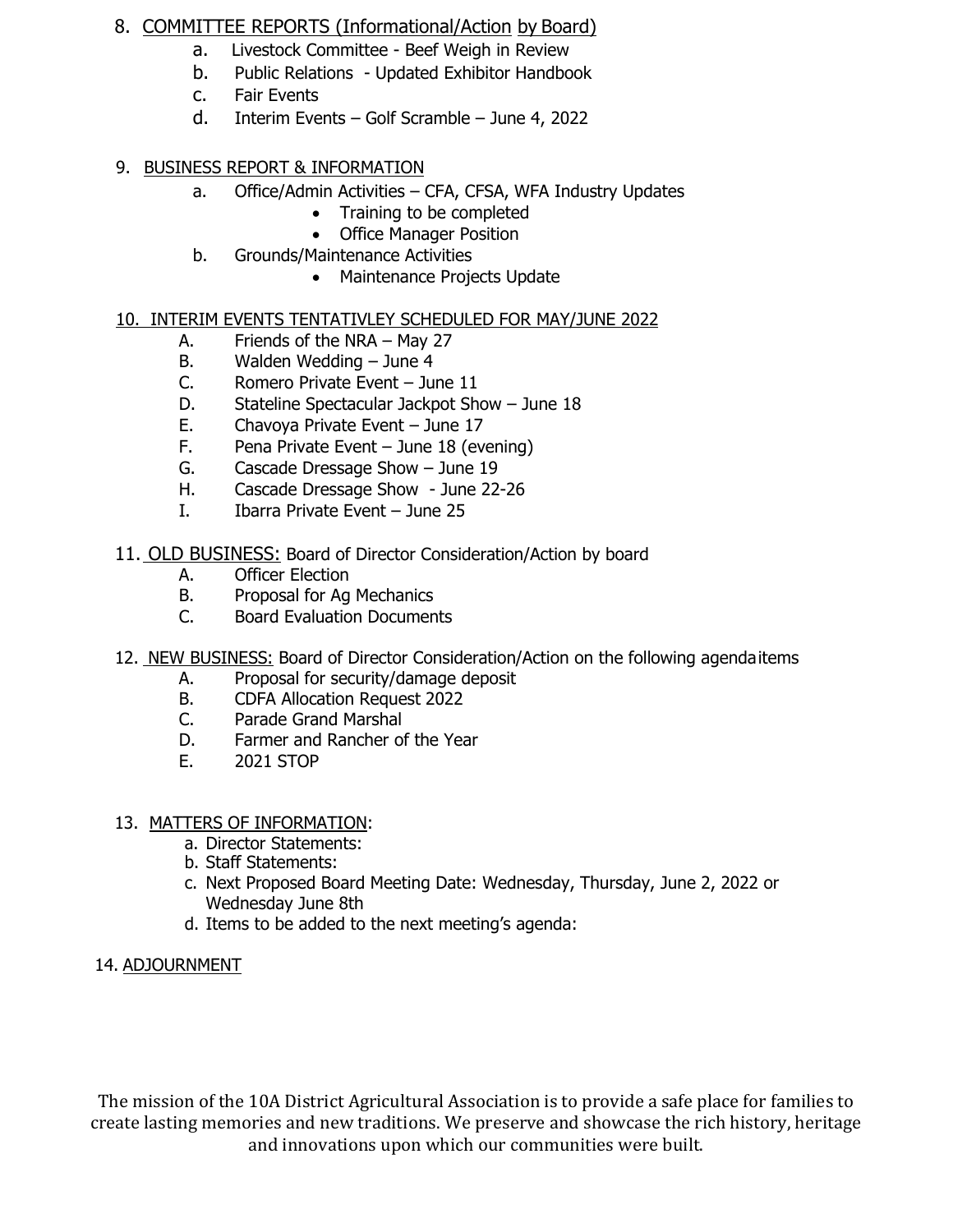8. COMMITTEE REPORTS (Informational/Action by Board)
   a. Livestock Committee - Beef Weigh in Review
   b. Public Relations - Updated Exhibitor Handbook
   c. Fair Events
   d. Interim Events – Golf Scramble – June 4, 2022

9. BUSINESS REPORT & INFORMATION
   a. Office/Admin Activities – CFA, CFSA, WFA Industry Updates
      - Training to be completed
      - Office Manager Position
   b. Grounds/Maintenance Activities
      - Maintenance Projects Update

10. INTERIM EVENTS TENTATIVLEY SCHEDULED FOR MAY/JUNE 2022
    A. Friends of the NRA – May 27
    B. Walden Wedding – June 4
    C. Romero Private Event – June 11
    D. Stateline Spectacular Jackpot Show – June 18
    E. Chavoya Private Event – June 17
    F. Pena Private Event – June 18 (evening)
    G. Cascade Dressage Show – June 19
    H. Cascade Dressage Show - June 22-26
    I. Ibarra Private Event – June 25

11. OLD BUSINESS: Board of Director Consideration/Action by board
    A. Officer Election
    B. Proposal for Ag Mechanics
    C. Board Evaluation Documents

12. NEW BUSINESS: Board of Director Consideration/Action on the following agendaitems
    A. Proposal for security/damage deposit
    B. CDFA Allocation Request 2022
    C. Parade Grand Marshal
    D. Farmer and Rancher of the Year
    E. 2021 STOP

13. MATTERS OF INFORMATION:
    a. Director Statements:
    b. Staff Statements:
    c. Next Proposed Board Meeting Date: Wednesday, Thursday, June 2, 2022 or Wednesday June 8th
    d. Items to be added to the next meeting's agenda:

14. ADJOURNMENT

The mission of the 10A District Agricultural Association is to provide a safe place for families to create lasting memories and new traditions. We preserve and showcase the rich history, heritage and innovations upon which our communities were built.